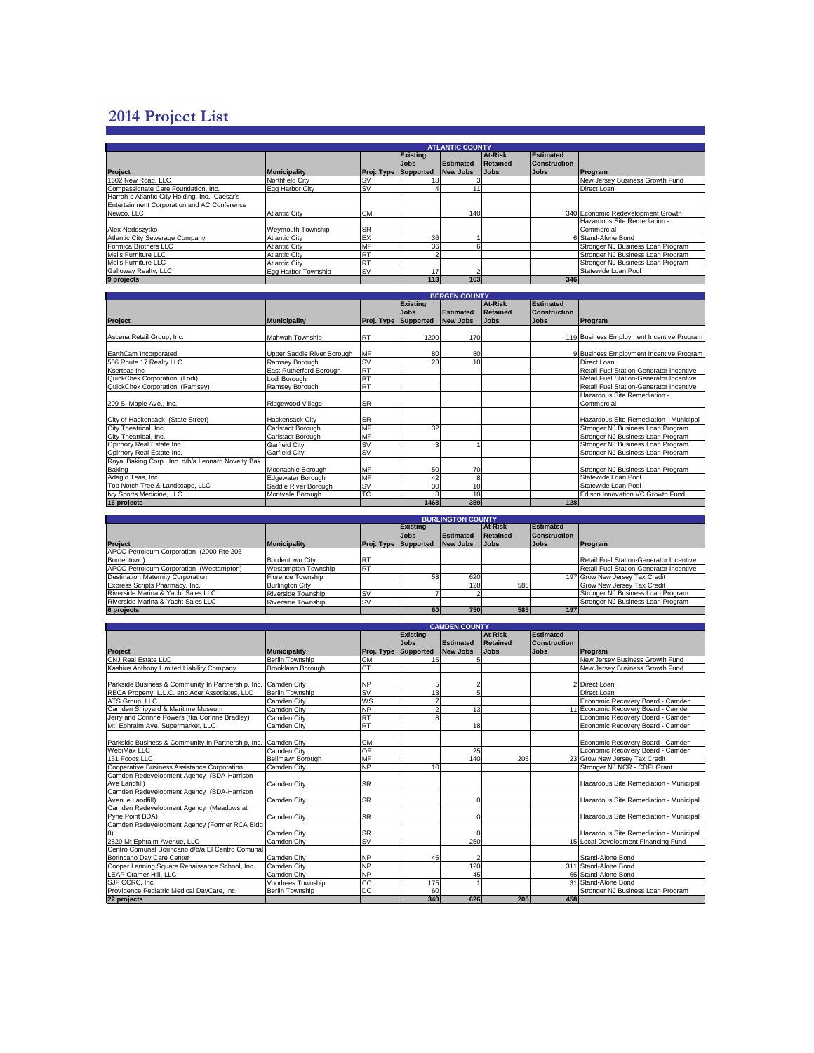# 2014 Project List

| ATLANTIC COUNTY | | | | | | | |
|---|---|---|---|---|---|---|---|
| Project | Municipality | Proj. Type | Existing Jobs Supported | Estimated New Jobs | At-Risk Retained Jobs | Estimated Construction Jobs | Program |
| 1602 New Road, LLC | Northfield City | SV | 18 | 3 | | | New Jersey Business Growth Fund |
| Compassionate Care Foundation, Inc. | Egg Harbor City | SV | 4 | 11 | | | Direct Loan |
| Harrah`s Atlantic City Holding, Inc., Caesar's Entertainment Corporation and AC Conference Newco, LLC | Atlantic City | CM | | 140 | | 340 | Economic Redevelopment Growth |
| Alex Nedoszytko | Weymouth Township | SR | | | | | Hazardous Site Remediation - Commercial |
| Atlantic City Sewerage Company | Atlantic City | EX | 36 | 1 | | 6 | Stand-Alone Bond |
| Formica Brothers LLC | Atlantic City | MF | 36 | 6 | | | Stronger NJ Business Loan Program |
| Mel's Furniture LLC | Atlantic City | RT | 2 | | | | Stronger NJ Business Loan Program |
| Mel's Furniture LLC | Atlantic City | RT | | | | | Stronger NJ Business Loan Program |
| Galloway Realty, LLC | Egg Harbor Township | SV | 17 | 2 | | | Statewide Loan Pool |
| **9 projects** | | | **113** | **163** | | **346** | |

| BERGEN COUNTY | | | | | | | |
|---|---|---|---|---|---|---|---|
| Project | Municipality | Proj. Type | Existing Jobs Supported | Estimated New Jobs | At-Risk Retained Jobs | Estimated Construction Jobs | Program |
| Ascena Retail Group, Inc. | Mahwah Township | RT | 1200 | 170 | | 119 | Business Employment Incentive Program |
| EarthCam Incorporated | Upper Saddle River Borough | MF | 80 | 80 | | 9 | Business Employment Incentive Program |
| 506 Route 17 Realty LLC | Ramsey Borough | SV | 23 | 10 | | | Direct Loan |
| Ksertbas Inc | East Rutherford Borough | RT | | | | | Retail Fuel Station-Generator Incentive |
| QuickChek Corporation (Lodi) | Lodi Borough | RT | | | | | Retail Fuel Station-Generator Incentive |
| QuickChek Corporation (Ramsey) | Ramsey Borough | RT | | | | | Retail Fuel Station-Generator Incentive |
| 209 S. Maple Ave., Inc. | Ridgewood Village | SR | | | | | Hazardous Site Remediation - Commercial |
| City of Hackensack (State Street) | Hackensack City | SR | | | | | Hazardous Site Remediation - Municipal |
| City Theatrical, Inc. | Carlstadt Borough | MF | 32 | | | | Stronger NJ Business Loan Program |
| City Theatrical, Inc. | Carlstadt Borough | MF | | | | | Stronger NJ Business Loan Program |
| Opirhory Real Estate Inc. | Garfield City | SV | 3 | 1 | | | Stronger NJ Business Loan Program |
| Opirhory Real Estate Inc. | Garfield City | SV | | | | | Stronger NJ Business Loan Program |
| Royal Baking Corp., Inc. d/b/a Leonard Novelty Bak Baking | Moonachie Borough | MF | 50 | 70 | | | Stronger NJ Business Loan Program |
| Adagio Teas, Inc | Edgewater Borough | MF | 42 | 8 | | | Statewide Loan Pool |
| Top Notch Tree & Landscape, LLC | Saddle River Borough | SV | 30 | 10 | | | Statewide Loan Pool |
| Ivy Sports Medicine, LLC | Montvale Borough | TC | 8 | 10 | | | Edison Innovation VC Growth Fund |
| **16 projects** | | | **1468** | **359** | | **128** | |

| BURLINGTON COUNTY | | | | | | | |
|---|---|---|---|---|---|---|---|
| Project | Municipality | Proj. Type | Existing Jobs Supported | Estimated New Jobs | At-Risk Retained Jobs | Estimated Construction Jobs | Program |
| APCO Petroleum Corporation (2000 Rte 206 Bordentown) | Bordentown City | RT | | | | | Retail Fuel Station-Generator Incentive |
| APCO Petroleum Corporation (Westampton) | Westampton Township | RT | | | | | Retail Fuel Station-Generator Incentive |
| Destination Maternity Corporation | Florence Township | | 53 | 620 | | 197 | Grow New Jersey Tax Credit |
| Express Scripts Pharmacy, Inc. | Burlington City | | | 128 | 585 | | Grow New Jersey Tax Credit |
| Riverside Marina & Yacht Sales LLC | Riverside Township | SV | 7 | 2 | | | Stronger NJ Business Loan Program |
| Riverside Marina & Yacht Sales LLC | Riverside Township | SV | | | | | Stronger NJ Business Loan Program |
| **6 projects** | | | **60** | **750** | **585** | **197** | |

| CAMDEN COUNTY | | | | | | | |
|---|---|---|---|---|---|---|---|
| Project | Municipality | Proj. Type | Existing Jobs Supported | Estimated New Jobs | At-Risk Retained Jobs | Estimated Construction Jobs | Program |
| CNJ Real Estate LLC | Berlin Township | CM | 15 | 5 | | | New Jersey Business Growth Fund |
| Kashius Anthony Limited Liability Company | Brooklawn Borough | CT | | | | | New Jersey Business Growth Fund |
| Parkside Business & Community In Partnership, Inc. | Camden City | NP | 5 | 2 | | 2 | Direct Loan |
| RECA Property, L.L.C. and Acer Associates, LLC | Berlin Township | SV | 13 | 5 | | | Direct Loan |
| ATS Group, LLC | Camden City | WS | 7 | | | | Economic Recovery Board - Camden |
| Camden Shipyard & Maritime Museum | Camden City | NP | 2 | 13 | | 11 | Economic Recovery Board - Camden |
| Jerry and Corinne Powers (fka Corinne Bradley) | Camden City | RT | 8 | | | | Economic Recovery Board - Camden |
| Mt. Ephraim Ave. Supermarket, LLC | Camden City | RT | | 18 | | | Economic Recovery Board - Camden |
| Parkside Business & Community In Partnership, Inc. | Camden City | CM | | | | | Economic Recovery Board - Camden |
| WebiMax LLC | Camden City | OF | | 25 | | | Economic Recovery Board - Camden |
| 151 Foods LLC | Bellmawr Borough | MF | | 140 | 205 | 23 | Grow New Jersey Tax Credit |
| Cooperative Business Assistance Corporation | Camden City | NP | 10 | | | | Stronger NJ NCR - CDFI Grant |
| Camden Redevelopment Agency (BDA-Harrison Ave Landfill) | Camden City | SR | | | | | Hazardous Site Remediation - Municipal |
| Camden Redevelopment Agency (BDA-Harrison Avenue Landfill) | Camden City | SR | | 0 | | | Hazardous Site Remediation - Municipal |
| Camden Redevelopment Agency (Meadows at Pyne Point BDA) | Camden City | SR | | 0 | | | Hazardous Site Remediation - Municipal |
| Camden Redevelopment Agency (Former RCA Bldg 8) | Camden City | SR | | 0 | | | Hazardous Site Remediation - Municipal |
| 2820 Mt Ephraim Avenue, LLC | Camden City | SV | | 250 | | 15 | Local Development Financing Fund |
| Centro Comunal Borincano d/b/a El Centro Comunal Borincano Day Care Center | Camden City | NP | 45 | 2 | | | Stand-Alone Bond |
| Cooper Lanning Square Renaissance School, Inc. | Camden City | NP | | 120 | | 311 | Stand-Alone Bond |
| LEAP Cramer Hill, LLC | Camden City | NP | | 45 | | 65 | Stand-Alone Bond |
| SJF CCRC, Inc. | Voorhees Township | CC | 175 | 1 | | 31 | Stand-Alone Bond |
| Providence Pediatric Medical DayCare, Inc. | Berlin Township | DC | 60 | | | | Stronger NJ Business Loan Program |
| **22 projects** | | | **340** | **626** | **205** | **458** | |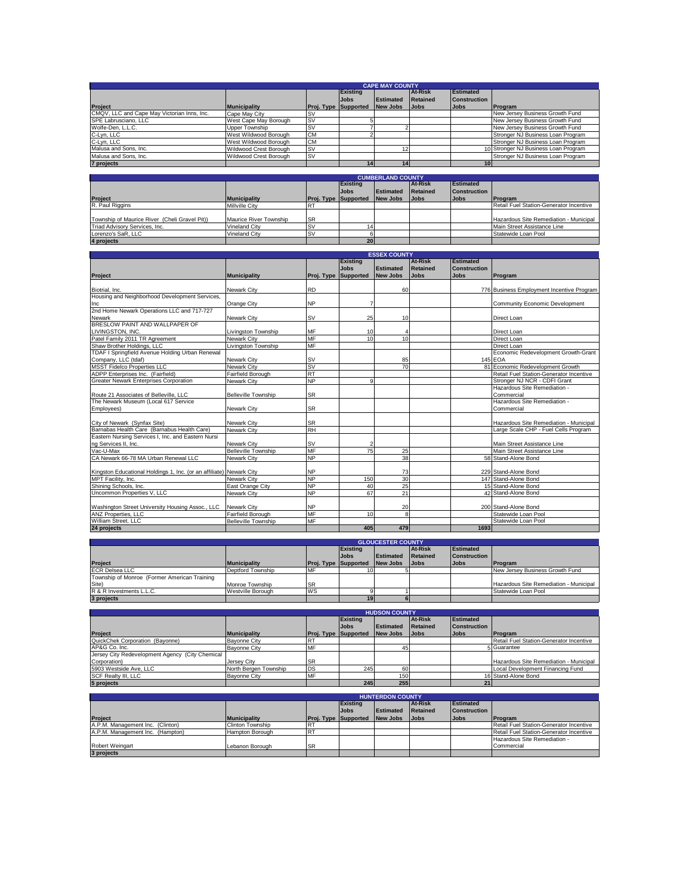## CAPE MAY COUNTY

| Project | Municipality | Proj. Type | Existing Jobs Supported | Estimated New Jobs | At-Risk Retained Jobs | Estimated Construction Jobs | Program |
|---|---|---|---|---|---|---|---|
| CMQV, LLC and Cape May Victorian Inns, Inc. | Cape May City | SV | | | | | New Jersey Business Growth Fund |
| SPE Labrusciano, LLC | West Cape May Borough | SV | 5 | | | | New Jersey Business Growth Fund |
| Wolfe-Den, L.L.C. | Upper Township | SV | 7 | 2 | | | New Jersey Business Growth Fund |
| C-Lyn, LLC | West Wildwood Borough | CM | 2 | | | | Stronger NJ Business Loan Program |
| C-Lyn, LLC | West Wildwood Borough | CM | | | | | Stronger NJ Business Loan Program |
| Malusa and Sons, Inc. | Wildwood Crest Borough | SV | | 12 | | 10 | Stronger NJ Business Loan Program |
| Malusa and Sons, Inc. | Wildwood Crest Borough | SV | | | | | Stronger NJ Business Loan Program |
| **7 projects** | | | **14** | **14** | | **10** | |

## CUMBERLAND COUNTY

| Project | Municipality | Proj. Type | Existing Jobs Supported | Estimated New Jobs | At-Risk Retained Jobs | Estimated Construction Jobs | Program |
|---|---|---|---|---|---|---|---|
| R. Paul Riggins | Millville City | RT | | | | | Retail Fuel Station-Generator Incentive |
| Township of Maurice River (Cheli Gravel Pit)) | Maurice River Township | SR | | | | | Hazardous Site Remediation - Municipal |
| Triad Advisory Services, Inc. | Vineland City | SV | 14 | | | | Main Street Assistance Line |
| Lorenzo's SaR, LLC | Vineland City | SV | 6 | | | | Statewide Loan Pool |
| **4 projects** | | | **20** | | | | |

## ESSEX COUNTY

| Project | Municipality | Proj. Type | Existing Jobs Supported | Estimated New Jobs | At-Risk Retained Jobs | Estimated Construction Jobs | Program |
|---|---|---|---|---|---|---|---|
| Biotrial, Inc. | Newark City | RD | | 60 | | 776 | Business Employment Incentive Program |
| Housing and Neighborhood Development Services, Inc | Orange City | NP | 7 | | | | Community Economic Development |
| 2nd Home Newark Operations LLC and 717-727 Newark | Newark City | SV | 25 | 10 | | | Direct Loan |
| BRESLOW PAINT AND WALLPAPER OF LIVINGSTON, INC. | Livingston Township | MF | 10 | 4 | | | Direct Loan |
| Patel Family 2011 TR Agreement | Newark City | MF | 10 | 10 | | | Direct Loan |
| Shaw Brother Holdings, LLC | Livingston Township | MF | | | | | Direct Loan |
| TDAF I Springfield Avenue Holding Urban Renewal Company, LLC (tdaf) | Newark City | SV | | 85 | | 145 | Economic Redevelopment Growth-Grant EOA |
| MSST Fidelco Properties LLC | Newark City | SV | | 70 | | 81 | Economic Redevelopment Growth |
| ADPP Enterprises Inc. (Fairfield) | Fairfield Borough | RT | | | | | Retail Fuel Station-Generator Incentive |
| Greater Newark Enterprises Corporation | Newark City | NP | 9 | | | | Stronger NJ NCR - CDFI Grant |
| Route 21 Associates of Belleville, LLC | Belleville Township | SR | | | | | Hazardous Site Remediation - Commercial |
| The Newark Museum (Local 617 Service Employees) | Newark City | SR | | | | | Hazardous Site Remediation - Commercial |
| City of Newark (Synfax Site) | Newark City | SR | | | | | Hazardous Site Remediation - Municipal |
| Barnabas Health Care (Barnabus Health Care) | Newark City | RH | | | | | Large Scale CHP - Fuel Cells Program |
| Eastern Nursing Services I, Inc. and Eastern Nursing Services II, Inc. | Newark City | SV | 2 | | | | Main Street Assistance Line |
| Vac-U-Max | Belleville Township | MF | 75 | 25 | | | Main Street Assistance Line |
| CA Newark 66-78 MA Urban Renewal LLC | Newark City | NP | | 38 | | 58 | Stand-Alone Bond |
| Kingston Educational Holdings 1, Inc. (or an affiliate) | Newark City | NP | | 73 | | 229 | Stand-Alone Bond |
| MPT Facility, Inc. | Newark City | NP | 150 | 30 | | 147 | Stand-Alone Bond |
| Shining Schools, Inc. | East Orange City | NP | 40 | 25 | | 15 | Stand-Alone Bond |
| Uncommon Properties V, LLC | Newark City | NP | 67 | 21 | | 42 | Stand-Alone Bond |
| Washington Street University Housing Assoc., LLC | Newark City | NP | | 20 | | 200 | Stand-Alone Bond |
| ANZ Properties, LLC | Fairfield Borough | MF | 10 | 8 | | | Statewide Loan Pool |
| William Street, LLC | Belleville Township | MF | | | | | Statewide Loan Pool |
| **24 projects** | | | **405** | **479** | | **1693** | |

## GLOUCESTER COUNTY

| Project | Municipality | Proj. Type | Existing Jobs Supported | Estimated New Jobs | At-Risk Retained Jobs | Estimated Construction Jobs | Program |
|---|---|---|---|---|---|---|---|
| ECR Delsea LLC | Deptford Township | MF | 10 | 5 | | | New Jersey Business Growth Fund |
| Township of Monroe (Former American Training Site) | Monroe Township | SR | | | | | Hazardous Site Remediation - Municipal |
| R & R Investments L.L.C. | Westville Borough | WS | 9 | 1 | | | Statewide Loan Pool |
| **3 projects** | | | **19** | **6** | | | |

## HUDSON COUNTY

| Project | Municipality | Proj. Type | Existing Jobs Supported | Estimated New Jobs | At-Risk Retained Jobs | Estimated Construction Jobs | Program |
|---|---|---|---|---|---|---|---|
| QuickChek Corporation (Bayonne) | Bayonne City | RT | | | | | Retail Fuel Station-Generator Incentive |
| AP&G Co. Inc. | Bayonne City | MF | | 45 | | 5 | Guarantee |
| Jersey City Redevelopment Agency (City Chemical Corporation) | Jersey City | SR | | | | | Hazardous Site Remediation - Municipal |
| 5903 Westside Ave, LLC | North Bergen Township | DS | 245 | 60 | | | Local Development Financing Fund |
| SCF Realty III, LLC | Bayonne City | MF | | 150 | | 16 | Stand-Alone Bond |
| **5 projects** | | | **245** | **255** | | **21** | |

## HUNTERDON COUNTY

| Project | Municipality | Proj. Type | Existing Jobs Supported | Estimated New Jobs | At-Risk Retained Jobs | Estimated Construction Jobs | Program |
|---|---|---|---|---|---|---|---|
| A.P.M. Management Inc. (Clinton) | Clinton Township | RT | | | | | Retail Fuel Station-Generator Incentive |
| A.P.M. Management Inc. (Hampton) | Hampton Borough | RT | | | | | Retail Fuel Station-Generator Incentive |
| Robert Weingart | Lebanon Borough | SR | | | | | Hazardous Site Remediation - Commercial |
| **3 projects** | | | | | | | |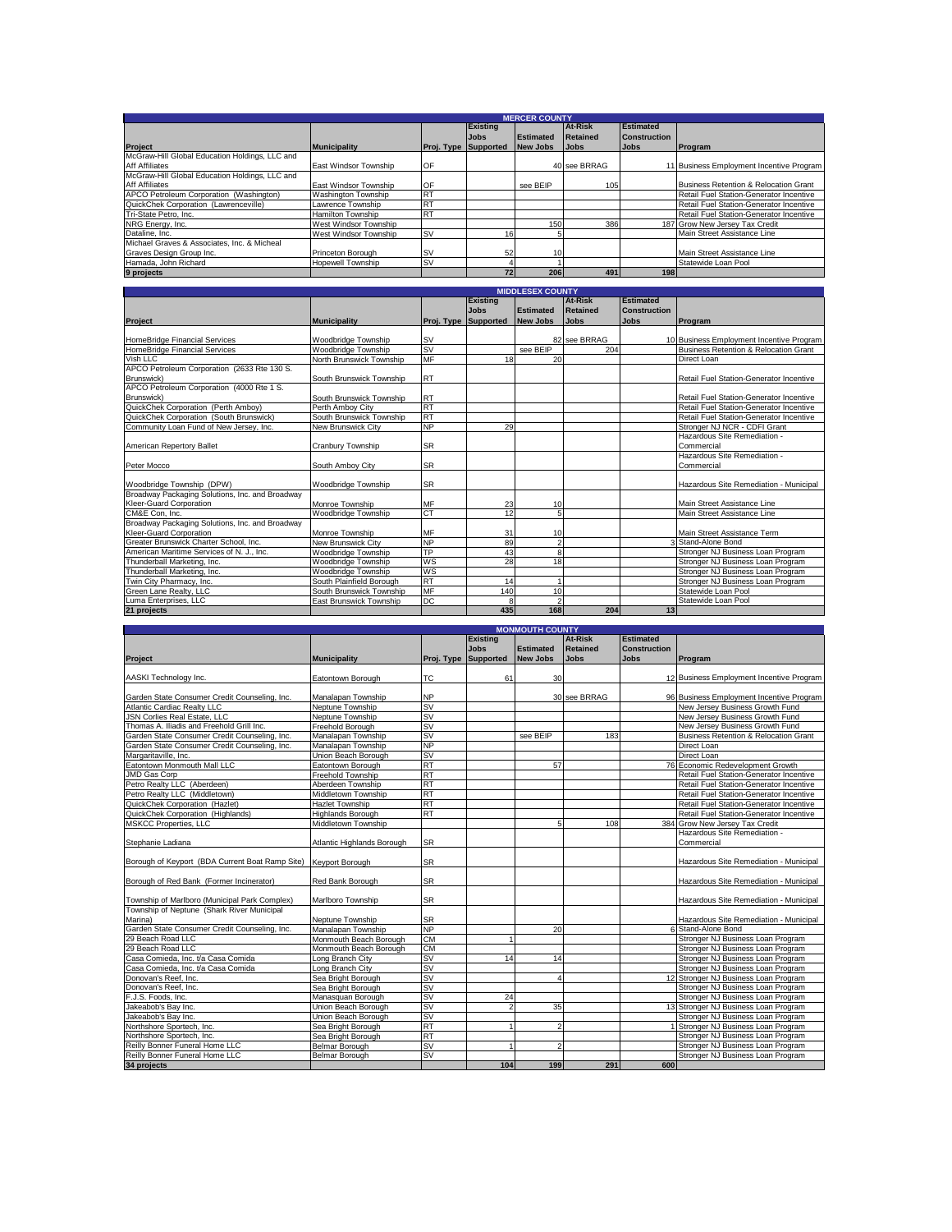## MERCER COUNTY

| Project | Municipality | Proj. Type | Existing Jobs Supported | Estimated New Jobs | At-Risk Retained Jobs | Estimated Construction Jobs | Program |
|---|---|---|---|---|---|---|---|
| McGraw-Hill Global Education Holdings, LLC and Aff Affiliates | East Windsor Township | OF | | 40 | see BRRAG | 11 | Business Employment Incentive Program |
| McGraw-Hill Global Education Holdings, LLC and Aff Affiliates | East Windsor Township | OF | | see BEIP | 105 | | Business Retention & Relocation Grant |
| APCO Petroleum Corporation (Washington) | Washington Township | RT | | | | | Retail Fuel Station-Generator Incentive |
| QuickChek Corporation (Lawrenceville) | Lawrence Township | RT | | | | | Retail Fuel Station-Generator Incentive |
| Tri-State Petro, Inc. | Hamilton Township | RT | | | | | Retail Fuel Station-Generator Incentive |
| NRG Energy, Inc. | West Windsor Township | | | 150 | 386 | 187 | Grow New Jersey Tax Credit |
| Dataline, Inc. | West Windsor Township | SV | 16 | 5 | | | Main Street Assistance Line |
| Michael Graves & Associates, Inc. & Micheal Graves Design Group Inc. | Princeton Borough | SV | 52 | 10 | | | Main Street Assistance Line |
| Hamada, John Richard | Hopewell Township | SV | 4 | 1 | | | Statewide Loan Pool |
| **9 projects** | | | **72** | **206** | **491** | **198** | |

## MIDDLESEX COUNTY

| Project | Municipality | Proj. Type | Existing Jobs Supported | Estimated New Jobs | At-Risk Retained Jobs | Estimated Construction Jobs | Program |
|---|---|---|---|---|---|---|---|
| HomeBridge Financial Services | Woodbridge Township | SV | | 82 | see BRRAG | 10 | Business Employment Incentive Program |
| HomeBridge Financial Services | Woodbridge Township | SV | | see BEIP | 204 | | Business Retention & Relocation Grant |
| Vish LLC | North Brunswick Township | MF | 18 | 20 | | | Direct Loan |
| APCO Petroleum Corporation (2633 Rte 130 S. Brunswick) | South Brunswick Township | RT | | | | | Retail Fuel Station-Generator Incentive |
| APCO Petroleum Corporation (4000 Rte 1 S. Brunswick) | South Brunswick Township | RT | | | | | Retail Fuel Station-Generator Incentive |
| QuickChek Corporation (Perth Amboy) | Perth Amboy City | RT | | | | | Retail Fuel Station-Generator Incentive |
| QuickChek Corporation (South Brunswick) | South Brunswick Township | RT | | | | | Retail Fuel Station-Generator Incentive |
| Community Loan Fund of New Jersey, Inc. | New Brunswick City | NP | 29 | | | | Stronger NJ NCR - CDFI Grant |
| American Repertory Ballet | Cranbury Township | SR | | | | | Hazardous Site Remediation - Commercial |
| Peter Mocco | South Amboy City | SR | | | | | Hazardous Site Remediation - Commercial |
| Woodbridge Township (DPW) | Woodbridge Township | SR | | | | | Hazardous Site Remediation - Municipal |
| Broadway Packaging Solutions, Inc. and Broadway Kleer-Guard Corporation | Monroe Township | MF | 23 | 10 | | | Main Street Assistance Line |
| CM&E Con, Inc. | Woodbridge Township | CT | 12 | 5 | | | Main Street Assistance Line |
| Broadway Packaging Solutions, Inc. and Broadway Kleer-Guard Corporation | Monroe Township | MF | 31 | 10 | | | Main Street Assistance Term |
| Greater Brunswick Charter School, Inc. | New Brunswick City | NP | 89 | 2 | | 3 | Stand-Alone Bond |
| American Maritime Services of N. J., Inc. | Woodbridge Township | TP | 43 | 8 | | | Stronger NJ Business Loan Program |
| Thunderball Marketing, Inc. | Woodbridge Township | WS | 28 | 18 | | | Stronger NJ Business Loan Program |
| Thunderball Marketing, Inc. | Woodbridge Township | WS | | | | | Stronger NJ Business Loan Program |
| Twin City Pharmacy, Inc. | South Plainfield Borough | RT | 14 | 1 | | | Stronger NJ Business Loan Program |
| Green Lane Realty, LLC | South Brunswick Township | MF | 140 | 10 | | | Statewide Loan Pool |
| Luma Enterprises, LLC | East Brunswick Township | DC | 8 | 2 | | | Statewide Loan Pool |
| **21 projects** | | | **435** | **168** | **204** | **13** | |

## MONMOUTH COUNTY

| Project | Municipality | Proj. Type | Existing Jobs Supported | Estimated New Jobs | At-Risk Retained Jobs | Estimated Construction Jobs | Program |
|---|---|---|---|---|---|---|---|
| AASKI Technology Inc. | Eatontown Borough | TC | 61 | 30 | | 12 | Business Employment Incentive Program |
| Garden State Consumer Credit Counseling, Inc. | Manalapan Township | NP | | 30 | see BRRAG | 96 | Business Employment Incentive Program |
| Atlantic Cardiac Realty LLC | Neptune Township | SV | | | | | New Jersey Business Growth Fund |
| JSN Corlies Real Estate, LLC | Neptune Township | SV | | | | | New Jersey Business Growth Fund |
| Thomas A. Iliadis and Freehold Grill Inc. | Freehold Borough | SV | | | | | New Jersey Business Growth Fund |
| Garden State Consumer Credit Counseling, Inc. | Manalapan Township | SV | | see BEIP | 183 | | Business Retention & Relocation Grant |
| Garden State Consumer Credit Counseling, Inc. | Manalapan Township | NP | | | | | Direct Loan |
| Margaritaville, Inc. | Union Beach Borough | SV | | | | | Direct Loan |
| Eatontown Monmouth Mall LLC | Eatontown Borough | RT | | 57 | | 76 | Economic Redevelopment Growth |
| JMD Gas Corp | Freehold Township | RT | | | | | Retail Fuel Station-Generator Incentive |
| Petro Realty LLC (Aberdeen) | Aberdeen Township | RT | | | | | Retail Fuel Station-Generator Incentive |
| Petro Realty LLC (Middletown) | Middletown Township | RT | | | | | Retail Fuel Station-Generator Incentive |
| QuickChek Corporation (Hazlet) | Hazlet Township | RT | | | | | Retail Fuel Station-Generator Incentive |
| QuickChek Corporation (Highlands) | Highlands Borough | RT | | | | | Retail Fuel Station-Generator Incentive |
| MSKCC Properties, LLC | Middletown Township | | | 5 | 108 | 384 | Grow New Jersey Tax Credit |
| Stephanie Ladiana | Atlantic Highlands Borough | SR | | | | | Hazardous Site Remediation - Commercial |
| Borough of Keyport (BDA Current Boat Ramp Site) | Keyport Borough | SR | | | | | Hazardous Site Remediation - Municipal |
| Borough of Red Bank (Former Incinerator) | Red Bank Borough | SR | | | | | Hazardous Site Remediation - Municipal |
| Township of Marlboro (Municipal Park Complex) | Marlboro Township | SR | | | | | Hazardous Site Remediation - Municipal |
| Township of Neptune (Shark River Municipal Marina) | Neptune Township | SR | | | | | Hazardous Site Remediation - Municipal |
| Garden State Consumer Credit Counseling, Inc. | Manalapan Township | NP | | 20 | | 6 | Stand-Alone Bond |
| 29 Beach Road LLC | Monmouth Beach Borough | CM | 1 | | | | Stronger NJ Business Loan Program |
| 29 Beach Road LLC | Monmouth Beach Borough | CM | | | | | Stronger NJ Business Loan Program |
| Casa Comieda, Inc. t/a Casa Comida | Long Branch City | SV | 14 | 14 | | | Stronger NJ Business Loan Program |
| Casa Comieda, Inc. t/a Casa Comida | Long Branch City | SV | | | | | Stronger NJ Business Loan Program |
| Donovan's Reef, Inc. | Sea Bright Borough | SV | | 4 | | 12 | Stronger NJ Business Loan Program |
| Donovan's Reef, Inc. | Sea Bright Borough | SV | | | | | Stronger NJ Business Loan Program |
| F.J.S. Foods, Inc. | Manasquan Borough | SV | 24 | | | | Stronger NJ Business Loan Program |
| Jakeabob's Bay Inc. | Union Beach Borough | SV | 2 | 35 | | 13 | Stronger NJ Business Loan Program |
| Jakeabob's Bay Inc. | Union Beach Borough | SV | | | | | Stronger NJ Business Loan Program |
| Northshore Sportech, Inc. | Sea Bright Borough | RT | 1 | 2 | | 1 | Stronger NJ Business Loan Program |
| Northshore Sportech, Inc. | Sea Bright Borough | RT | | | | | Stronger NJ Business Loan Program |
| Reilly Bonner Funeral Home LLC | Belmar Borough | SV | 1 | 2 | | | Stronger NJ Business Loan Program |
| Reilly Bonner Funeral Home LLC | Belmar Borough | SV | | | | | Stronger NJ Business Loan Program |
| **34 projects** | | | **104** | **199** | **291** | **600** | |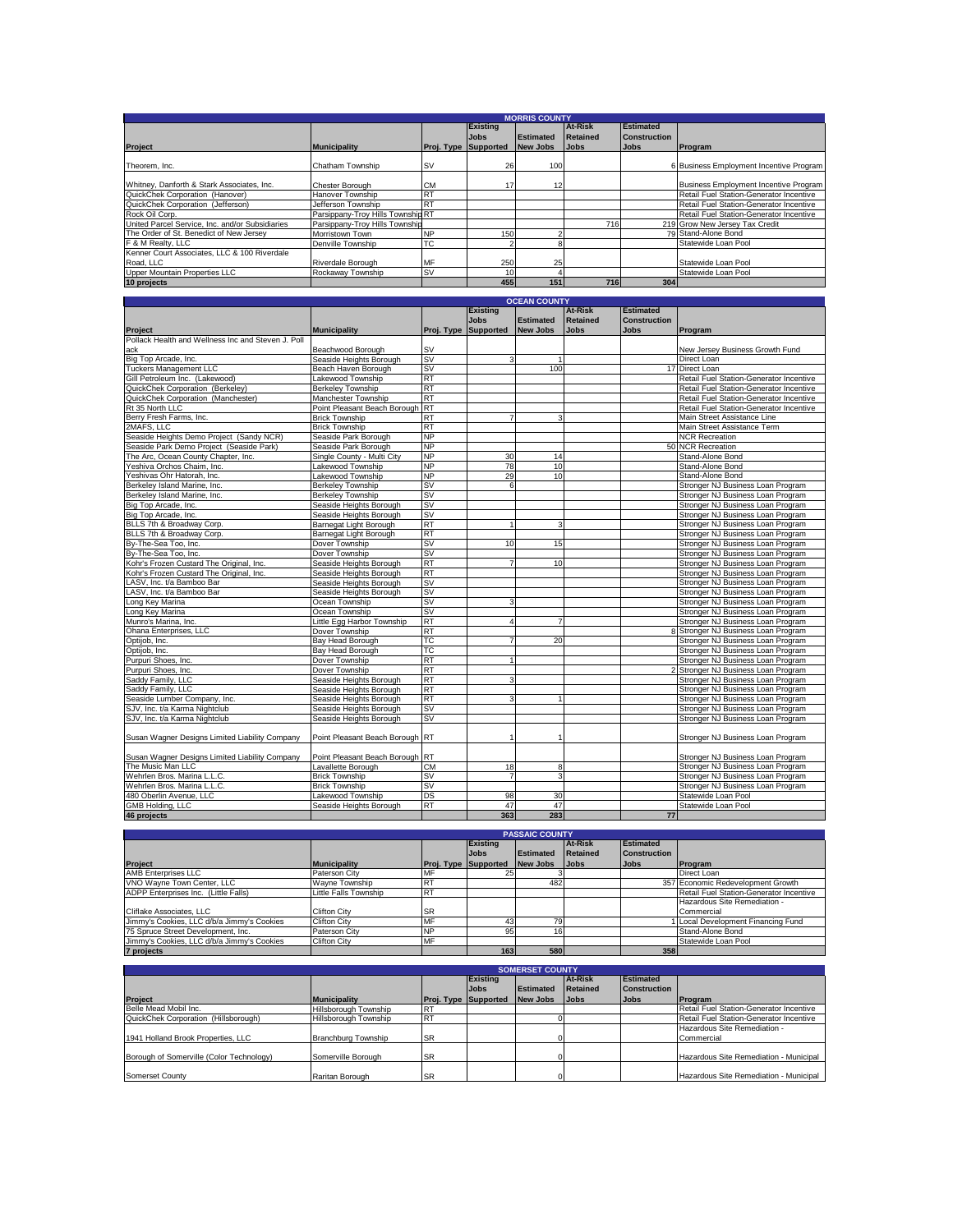## MORRIS COUNTY

| Project | Municipality | Proj. Type | Existing Jobs Supported | Estimated New Jobs | At-Risk Retained Jobs | Estimated Construction Jobs | Program |
|---|---|---|---|---|---|---|---|
| Theorem, Inc. | Chatham Township | SV | 26 | 100 | | 6 | Business Employment Incentive Program |
| Whitney, Danforth & Stark Associates, Inc. | Chester Borough | CM | 17 | 12 | | | Business Employment Incentive Program |
| QuickChek Corporation (Hanover) | Hanover Township | RT | | | | | Retail Fuel Station-Generator Incentive |
| QuickChek Corporation (Jefferson) | Jefferson Township | RT | | | | | Retail Fuel Station-Generator Incentive |
| Rock Oil Corp. | Parsippany-Troy Hills Township | RT | | | | | Retail Fuel Station-Generator Incentive |
| United Parcel Service, Inc. and/or Subsidiaries | Parsippany-Troy Hills Township | | | | 716 | 219 | Grow New Jersey Tax Credit |
| The Order of St. Benedict of New Jersey | Morristown Town | NP | 150 | 2 | | 79 | Stand-Alone Bond |
| F & M Realty, LLC | Denville Township | TC | 2 | 8 | | | Statewide Loan Pool |
| Kenner Court Associates, LLC & 100 Riverdale Road, LLC | Riverdale Borough | MF | 250 | 25 | | | Statewide Loan Pool |
| Upper Mountain Properties LLC | Rockaway Township | SV | 10 | 4 | | | Statewide Loan Pool |
| **10 projects** | | | **455** | **151** | **716** | **304** | |

## OCEAN COUNTY

| Project | Municipality | Proj. Type | Existing Jobs Supported | Estimated New Jobs | At-Risk Retained Jobs | Estimated Construction Jobs | Program |
|---|---|---|---|---|---|---|---|
| Pollack Health and Wellness Inc and Steven J. Pollack | Beachwood Borough | SV | | | | | New Jersey Business Growth Fund |
| Big Top Arcade, Inc. | Seaside Heights Borough | SV | 3 | 1 | | | Direct Loan |
| Tuckers Management LLC | Beach Haven Borough | SV | | 100 | | 17 | Direct Loan |
| Gill Petroleum Inc. (Lakewood) | Lakewood Township | RT | | | | | Retail Fuel Station-Generator Incentive |
| QuickChek Corporation (Berkeley) | Berkeley Township | RT | | | | | Retail Fuel Station-Generator Incentive |
| QuickChek Corporation (Manchester) | Manchester Township | RT | | | | | Retail Fuel Station-Generator Incentive |
| Rt 35 North LLC | Point Pleasant Beach Borough | RT | | | | | Retail Fuel Station-Generator Incentive |
| Berry Fresh Farms, Inc. | Brick Township | RT | 7 | 3 | | | Main Street Assistance Line |
| 2MAFS, LLC | Brick Township | RT | | | | | Main Street Assistance Term |
| Seaside Heights Demo Project (Sandy NCR) | Seaside Park Borough | NP | | | | | NCR Recreation |
| Seaside Park Demo Project (Seaside Park) | Seaside Park Borough | NP | | | | 50 | NCR Recreation |
| The Arc, Ocean County Chapter, Inc. | Single County - Multi City | NP | 30 | 14 | | | Stand-Alone Bond |
| Yeshiva Orchos Chaim, Inc. | Lakewood Township | NP | 78 | 10 | | | Stand-Alone Bond |
| Yeshivas Ohr Hatorah, Inc. | Lakewood Township | NP | 29 | 10 | | | Stand-Alone Bond |
| Berkeley Island Marine, Inc. | Berkeley Township | SV | 6 | | | | Stronger NJ Business Loan Program |
| Berkeley Island Marine, Inc. | Berkeley Township | SV | | | | | Stronger NJ Business Loan Program |
| Big Top Arcade, Inc. | Seaside Heights Borough | SV | | | | | Stronger NJ Business Loan Program |
| Big Top Arcade, Inc. | Seaside Heights Borough | SV | | | | | Stronger NJ Business Loan Program |
| BLLS 7th & Broadway Corp. | Barnegat Light Borough | RT | 1 | 3 | | | Stronger NJ Business Loan Program |
| BLLS 7th & Broadway Corp. | Barnegat Light Borough | RT | | | | | Stronger NJ Business Loan Program |
| By-The-Sea Too, Inc. | Dover Township | SV | 10 | 15 | | | Stronger NJ Business Loan Program |
| By-The-Sea Too, Inc. | Dover Township | SV | | | | | Stronger NJ Business Loan Program |
| Kohr's Frozen Custard The Original, Inc. | Seaside Heights Borough | RT | 7 | 10 | | | Stronger NJ Business Loan Program |
| Kohr's Frozen Custard The Original, Inc. | Seaside Heights Borough | RT | | | | | Stronger NJ Business Loan Program |
| LASV, Inc. t/a Bamboo Bar | Seaside Heights Borough | SV | | | | | Stronger NJ Business Loan Program |
| LASV, Inc. t/a Bamboo Bar | Seaside Heights Borough | SV | | | | | Stronger NJ Business Loan Program |
| Long Key Marina | Ocean Township | SV | 3 | | | | Stronger NJ Business Loan Program |
| Long Key Marina | Ocean Township | SV | | | | | Stronger NJ Business Loan Program |
| Munro's Marina, Inc. | Little Egg Harbor Township | RT | 4 | 7 | | | Stronger NJ Business Loan Program |
| Ohana Enterprises, LLC | Dover Township | RT | | | | 8 | Stronger NJ Business Loan Program |
| Optijob, Inc. | Bay Head Borough | TC | 7 | 20 | | | Stronger NJ Business Loan Program |
| Optijob, Inc. | Bay Head Borough | TC | | | | | Stronger NJ Business Loan Program |
| Purpuri Shoes, Inc. | Dover Township | RT | 1 | | | | Stronger NJ Business Loan Program |
| Purpuri Shoes, Inc. | Dover Township | RT | | | | 2 | Stronger NJ Business Loan Program |
| Saddy Family, LLC | Seaside Heights Borough | RT | 3 | | | | Stronger NJ Business Loan Program |
| Saddy Family, LLC | Seaside Heights Borough | RT | | | | | Stronger NJ Business Loan Program |
| Seaside Lumber Company, Inc. | Seaside Heights Borough | RT | 3 | 1 | | | Stronger NJ Business Loan Program |
| SJV, Inc. t/a Karma Nightclub | Seaside Heights Borough | SV | | | | | Stronger NJ Business Loan Program |
| SJV, Inc. t/a Karma Nightclub | Seaside Heights Borough | SV | | | | | Stronger NJ Business Loan Program |
| Susan Wagner Designs Limited Liability Company | Point Pleasant Beach Borough | RT | 1 | 1 | | | Stronger NJ Business Loan Program |
| Susan Wagner Designs Limited Liability Company | Point Pleasant Beach Borough | RT | | | | | Stronger NJ Business Loan Program |
| The Music Man LLC | Lavallette Borough | CM | 18 | 8 | | | Stronger NJ Business Loan Program |
| Wehrlen Bros. Marina L.L.C. | Brick Township | SV | 7 | 3 | | | Stronger NJ Business Loan Program |
| Wehrlen Bros. Marina L.L.C. | Brick Township | SV | | | | | Stronger NJ Business Loan Program |
| 480 Oberlin Avenue, LLC | Lakewood Township | DS | 98 | 30 | | | Statewide Loan Pool |
| GMB Holding, LLC | Seaside Heights Borough | RT | 47 | 47 | | | Statewide Loan Pool |
| **46 projects** | | | **363** | **283** | | **77** | |

## PASSAIC COUNTY

| Project | Municipality | Proj. Type | Existing Jobs Supported | Estimated New Jobs | At-Risk Retained Jobs | Estimated Construction Jobs | Program |
|---|---|---|---|---|---|---|---|
| AMB Enterprises LLC | Paterson City | MF | 25 | 3 | | | Direct Loan |
| VNO Wayne Town Center, LLC | Wayne Township | RT | | 482 | | 357 | Economic Redevelopment Growth |
| ADPP Enterprises Inc. (Little Falls) | Little Falls Township | RT | | | | | Retail Fuel Station-Generator Incentive |
| Cliflake Associates, LLC | Clifton City | SR | | | | | Hazardous Site Remediation - Commercial |
| Jimmy's Cookies, LLC d/b/a Jimmy's Cookies | Clifton City | MF | 43 | 79 | | 1 | Local Development Financing Fund |
| 75 Spruce Street Development, Inc. | Paterson City | NP | 95 | 16 | | | Stand-Alone Bond |
| Jimmy's Cookies, LLC d/b/a Jimmy's Cookies | Clifton City | MF | | | | | Statewide Loan Pool |
| **7 projects** | | | **163** | **580** | | **358** | |

## SOMERSET COUNTY

| Project | Municipality | Proj. Type | Existing Jobs Supported | Estimated New Jobs | At-Risk Retained Jobs | Estimated Construction Jobs | Program |
|---|---|---|---|---|---|---|---|
| Belle Mead Mobil Inc. | Hillsborough Township | RT | | | | | Retail Fuel Station-Generator Incentive |
| QuickChek Corporation (Hillsborough) | Hillsborough Township | RT | | 0 | | | Retail Fuel Station-Generator Incentive |
| 1941 Holland Brook Properties, LLC | Branchburg Township | SR | | 0 | | | Hazardous Site Remediation - Commercial |
| Borough of Somerville (Color Technology) | Somerville Borough | SR | | 0 | | | Hazardous Site Remediation - Municipal |
| Somerset County | Raritan Borough | SR | | 0 | | | Hazardous Site Remediation - Municipal |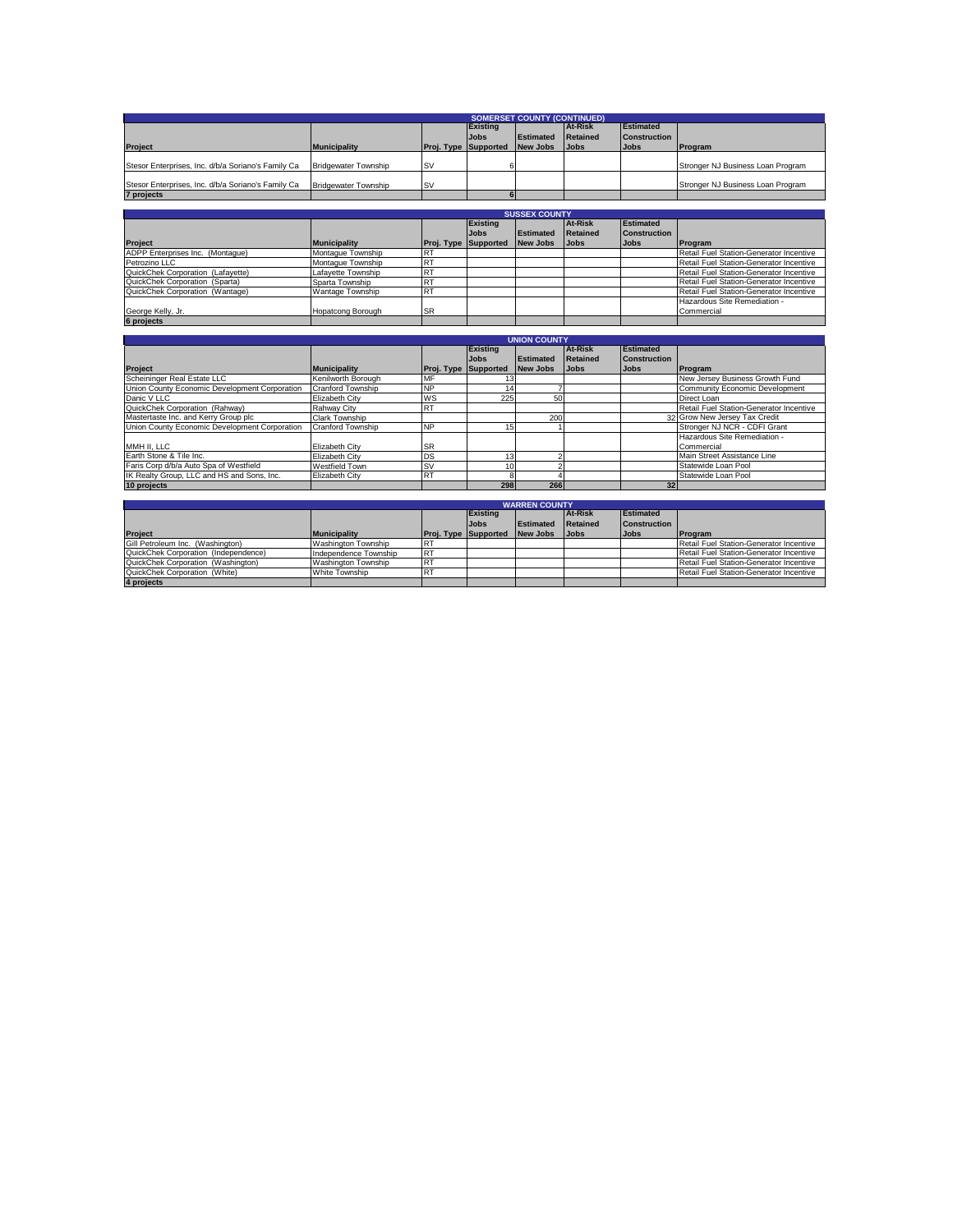| SOMERSET COUNTY (CONTINUED) | | | | | | | |
|---|---|---|---|---|---|---|---|
| Project | Municipality | Proj. Type | Existing Jobs Supported | Estimated New Jobs | At-Risk Retained Jobs | Estimated Construction Jobs | Program |
| Stesor Enterprises, Inc. d/b/a Soriano's Family Ca | Bridgewater Township | SV | 6 | | | | Stronger NJ Business Loan Program |
| Stesor Enterprises, Inc. d/b/a Soriano's Family Ca | Bridgewater Township | SV | | | | | Stronger NJ Business Loan Program |
| 7 projects | | | 6 | | | | |

| SUSSEX COUNTY | | | | | | | |
|---|---|---|---|---|---|---|---|
| Project | Municipality | Proj. Type | Existing Jobs Supported | Estimated New Jobs | At-Risk Retained Jobs | Estimated Construction Jobs | Program |
| ADPP Enterprises Inc. (Montague) | Montague Township | RT | | | | | Retail Fuel Station-Generator Incentive |
| Petrozino LLC | Montague Township | RT | | | | | Retail Fuel Station-Generator Incentive |
| QuickChek Corporation (Lafayette) | Lafayette Township | RT | | | | | Retail Fuel Station-Generator Incentive |
| QuickChek Corporation (Sparta) | Sparta Township | RT | | | | | Retail Fuel Station-Generator Incentive |
| QuickChek Corporation (Wantage) | Wantage Township | RT | | | | | Retail Fuel Station-Generator Incentive |
| George Kelly, Jr. | Hopatcong Borough | SR | | | | | Hazardous Site Remediation - Commercial |
| 6 projects | | | | | | | |

| UNION COUNTY | | | | | | | |
|---|---|---|---|---|---|---|---|
| Project | Municipality | Proj. Type | Existing Jobs Supported | Estimated New Jobs | At-Risk Retained Jobs | Estimated Construction Jobs | Program |
| Scheininger Real Estate LLC | Kenilworth Borough | MF | 13 | | | | New Jersey Business Growth Fund |
| Union County Economic Development Corporation | Cranford Township | NP | 14 | 7 | | | Community Economic Development |
| Danic V LLC | Elizabeth City | WS | 225 | 50 | | | Direct Loan |
| QuickChek Corporation (Rahway) | Rahway City | RT | | | | | Retail Fuel Station-Generator Incentive |
| Mastertaste Inc. and Kerry Group plc | Clark Township | | | 200 | | 32 | Grow New Jersey Tax Credit |
| Union County Economic Development Corporation | Cranford Township | NP | 15 | 1 | | | Stronger NJ NCR - CDFI Grant |
| MMH II, LLC | Elizabeth City | SR | | | | | Hazardous Site Remediation - Commercial |
| Earth Stone & Tile Inc. | Elizabeth City | DS | 13 | 2 | | | Main Street Assistance Line |
| Faris Corp d/b/a Auto Spa of Westfield | Westfield Town | SV | 10 | 2 | | | Statewide Loan Pool |
| IK Realty Group, LLC and HS and Sons, Inc. | Elizabeth City | RT | 8 | 4 | | | Statewide Loan Pool |
| 10 projects | | | 298 | 266 | | 32 | |

| WARREN COUNTY | | | | | | | |
|---|---|---|---|---|---|---|---|
| Project | Municipality | Proj. Type | Existing Jobs Supported | Estimated New Jobs | At-Risk Retained Jobs | Estimated Construction Jobs | Program |
| Gill Petroleum Inc. (Washington) | Washington Township | RT | | | | | Retail Fuel Station-Generator Incentive |
| QuickChek Corporation (Independence) | Independence Township | RT | | | | | Retail Fuel Station-Generator Incentive |
| QuickChek Corporation (Washington) | Washington Township | RT | | | | | Retail Fuel Station-Generator Incentive |
| QuickChek Corporation (White) | White Township | RT | | | | | Retail Fuel Station-Generator Incentive |
| 4 projects | | | | | | | |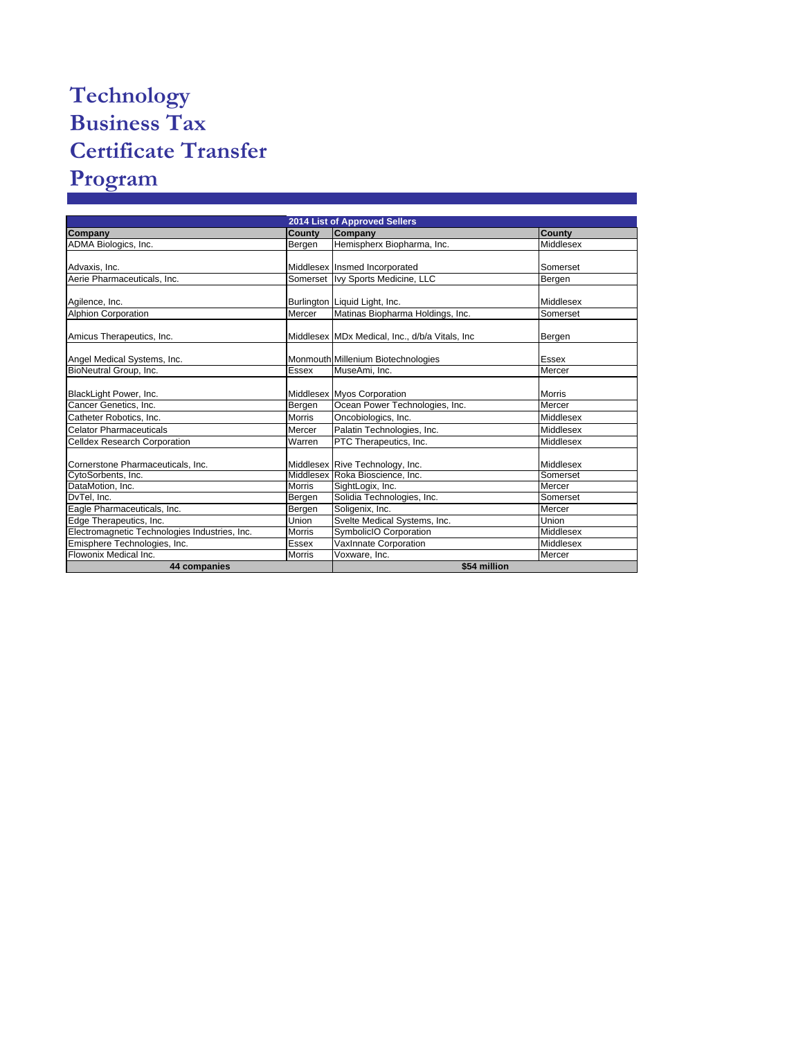# Technology Business Tax Certificate Transfer Program

| 2014 List of Approved Sellers | | | |
|---|---|---|---|
| **Company** | **County** | **Company** | **County** |
| ADMA Biologics, Inc. | Bergen | Hemispherx Biopharma, Inc. | Middlesex |
| Advaxis, Inc. | Middlesex | Insmed Incorporated | Somerset |
| Aerie Pharmaceuticals, Inc. | Somerset | Ivy Sports Medicine, LLC | Bergen |
| Agilence, Inc. | Burlington | Liquid Light, Inc. | Middlesex |
| Alphion Corporation | Mercer | Matinas Biopharma Holdings, Inc. | Somerset |
| Amicus Therapeutics, Inc. | Middlesex | MDx Medical, Inc., d/b/a Vitals, Inc | Bergen |
| Angel Medical Systems, Inc. | Monmouth | Millenium Biotechnologies | Essex |
| BioNeutral Group, Inc. | Essex | MuseAmi, Inc. | Mercer |
| BlackLight Power, Inc. | Middlesex | Myos Corporation | Morris |
| Cancer Genetics, Inc. | Bergen | Ocean Power Technologies, Inc. | Mercer |
| Catheter Robotics, Inc. | Morris | Oncobiologics, Inc. | Middlesex |
| Celator Pharmaceuticals | Mercer | Palatin Technologies, Inc. | Middlesex |
| Celldex Research Corporation | Warren | PTC Therapeutics, Inc. | Middlesex |
| Cornerstone Pharmaceuticals, Inc. | Middlesex | Rive Technology, Inc. | Middlesex |
| CytoSorbents, Inc. | Middlesex | Roka Bioscience, Inc. | Somerset |
| DataMotion, Inc. | Morris | SightLogix, Inc. | Mercer |
| DvTel, Inc. | Bergen | Solidia Technologies, Inc. | Somerset |
| Eagle Pharmaceuticals, Inc. | Bergen | Soligenix, Inc. | Mercer |
| Edge Therapeutics, Inc. | Union | Svelte Medical Systems, Inc. | Union |
| Electromagnetic Technologies Industries, Inc. | Morris | SymbolicIO Corporation | Middlesex |
| Emisphere Technologies, Inc. | Essex | VaxInnate Corporation | Middlesex |
| Flowonix Medical Inc. | Morris | Voxware, Inc. | Mercer |
| **44 companies** | | **$54 million** | |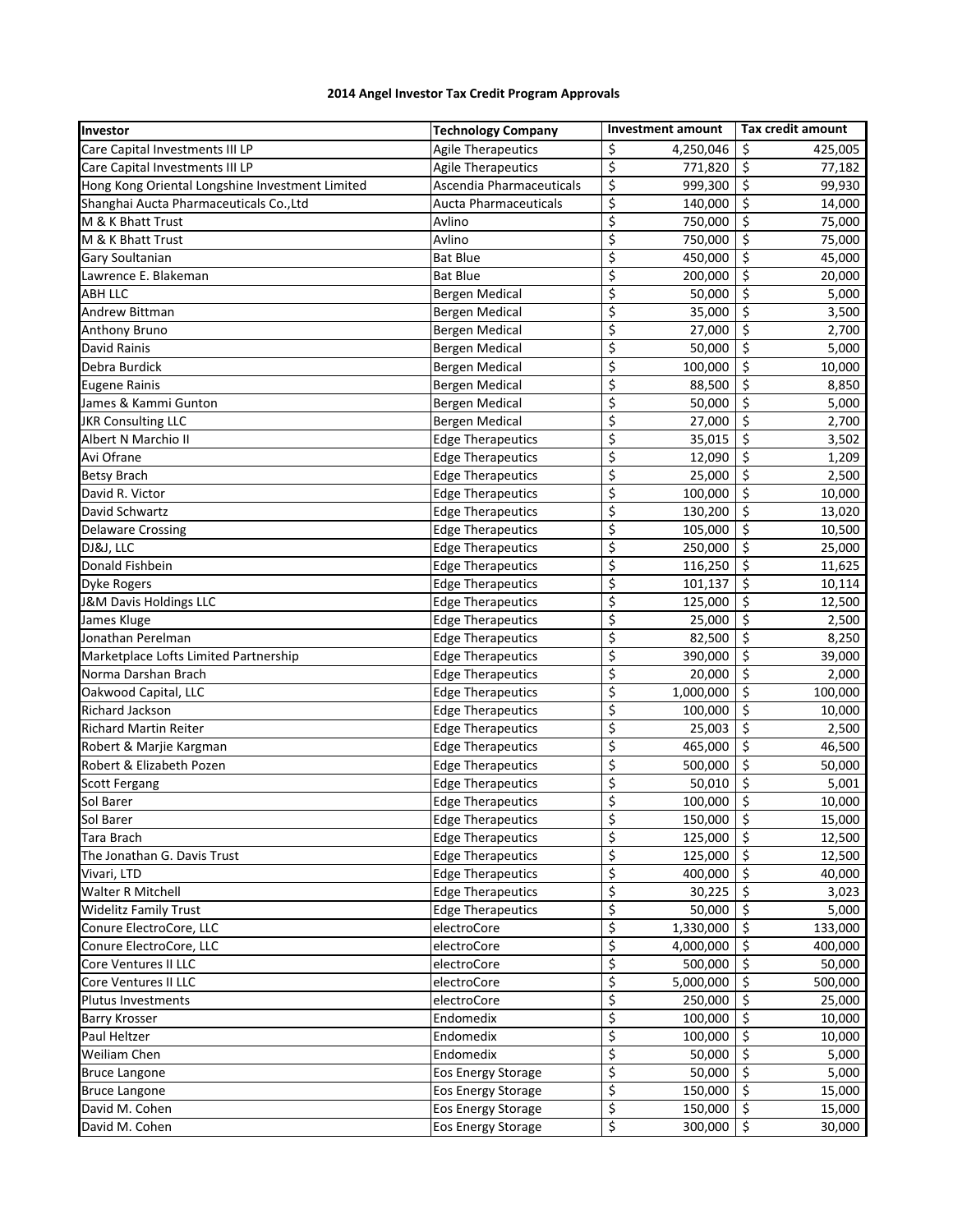**2014 Angel Investor Tax Credit Program Approvals**

| Investor | Technology Company | Investment amount | Tax credit amount |
|---|---|---|---|
| Care Capital Investments III LP | Agile Therapeutics | $ 4,250,046 | $ 425,005 |
| Care Capital Investments III LP | Agile Therapeutics | $ 771,820 | $ 77,182 |
| Hong Kong Oriental Longshine Investment Limited | Ascendia Pharmaceuticals | $ 999,300 | $ 99,930 |
| Shanghai Aucta Pharmaceuticals Co.,Ltd | Aucta Pharmaceuticals | $ 140,000 | $ 14,000 |
| M & K Bhatt Trust | Avlino | $ 750,000 | $ 75,000 |
| M & K Bhatt Trust | Avlino | $ 750,000 | $ 75,000 |
| Gary Soultanian | Bat Blue | $ 450,000 | $ 45,000 |
| Lawrence E. Blakeman | Bat Blue | $ 200,000 | $ 20,000 |
| ABH LLC | Bergen Medical | $ 50,000 | $ 5,000 |
| Andrew Bittman | Bergen Medical | $ 35,000 | $ 3,500 |
| Anthony Bruno | Bergen Medical | $ 27,000 | $ 2,700 |
| David Rainis | Bergen Medical | $ 50,000 | $ 5,000 |
| Debra Burdick | Bergen Medical | $ 100,000 | $ 10,000 |
| Eugene Rainis | Bergen Medical | $ 88,500 | $ 8,850 |
| James & Kammi Gunton | Bergen Medical | $ 50,000 | $ 5,000 |
| JKR Consulting LLC | Bergen Medical | $ 27,000 | $ 2,700 |
| Albert N Marchio II | Edge Therapeutics | $ 35,015 | $ 3,502 |
| Avi Ofrane | Edge Therapeutics | $ 12,090 | $ 1,209 |
| Betsy Brach | Edge Therapeutics | $ 25,000 | $ 2,500 |
| David R. Victor | Edge Therapeutics | $ 100,000 | $ 10,000 |
| David Schwartz | Edge Therapeutics | $ 130,200 | $ 13,020 |
| Delaware Crossing | Edge Therapeutics | $ 105,000 | $ 10,500 |
| DJ&J, LLC | Edge Therapeutics | $ 250,000 | $ 25,000 |
| Donald Fishbein | Edge Therapeutics | $ 116,250 | $ 11,625 |
| Dyke Rogers | Edge Therapeutics | $ 101,137 | $ 10,114 |
| J&M Davis Holdings LLC | Edge Therapeutics | $ 125,000 | $ 12,500 |
| James Kluge | Edge Therapeutics | $ 25,000 | $ 2,500 |
| Jonathan Perelman | Edge Therapeutics | $ 82,500 | $ 8,250 |
| Marketplace Lofts Limited Partnership | Edge Therapeutics | $ 390,000 | $ 39,000 |
| Norma Darshan Brach | Edge Therapeutics | $ 20,000 | $ 2,000 |
| Oakwood Capital, LLC | Edge Therapeutics | $ 1,000,000 | $ 100,000 |
| Richard Jackson | Edge Therapeutics | $ 100,000 | $ 10,000 |
| Richard Martin Reiter | Edge Therapeutics | $ 25,003 | $ 2,500 |
| Robert & Marjie Kargman | Edge Therapeutics | $ 465,000 | $ 46,500 |
| Robert & Elizabeth Pozen | Edge Therapeutics | $ 500,000 | $ 50,000 |
| Scott Fergang | Edge Therapeutics | $ 50,010 | $ 5,001 |
| Sol Barer | Edge Therapeutics | $ 100,000 | $ 10,000 |
| Sol Barer | Edge Therapeutics | $ 150,000 | $ 15,000 |
| Tara Brach | Edge Therapeutics | $ 125,000 | $ 12,500 |
| The Jonathan G. Davis Trust | Edge Therapeutics | $ 125,000 | $ 12,500 |
| Vivari, LTD | Edge Therapeutics | $ 400,000 | $ 40,000 |
| Walter R Mitchell | Edge Therapeutics | $ 30,225 | $ 3,023 |
| Widelitz Family Trust | Edge Therapeutics | $ 50,000 | $ 5,000 |
| Conure ElectroCore, LLC | electroCore | $ 1,330,000 | $ 133,000 |
| Conure ElectroCore, LLC | electroCore | $ 4,000,000 | $ 400,000 |
| Core Ventures II LLC | electroCore | $ 500,000 | $ 50,000 |
| Core Ventures II LLC | electroCore | $ 5,000,000 | $ 500,000 |
| Plutus Investments | electroCore | $ 250,000 | $ 25,000 |
| Barry Krosser | Endomedix | $ 100,000 | $ 10,000 |
| Paul Heltzer | Endomedix | $ 100,000 | $ 10,000 |
| Weiliam Chen | Endomedix | $ 50,000 | $ 5,000 |
| Bruce Langone | Eos Energy Storage | $ 50,000 | $ 5,000 |
| Bruce Langone | Eos Energy Storage | $ 150,000 | $ 15,000 |
| David M. Cohen | Eos Energy Storage | $ 150,000 | $ 15,000 |
| David M. Cohen | Eos Energy Storage | $ 300,000 | $ 30,000 |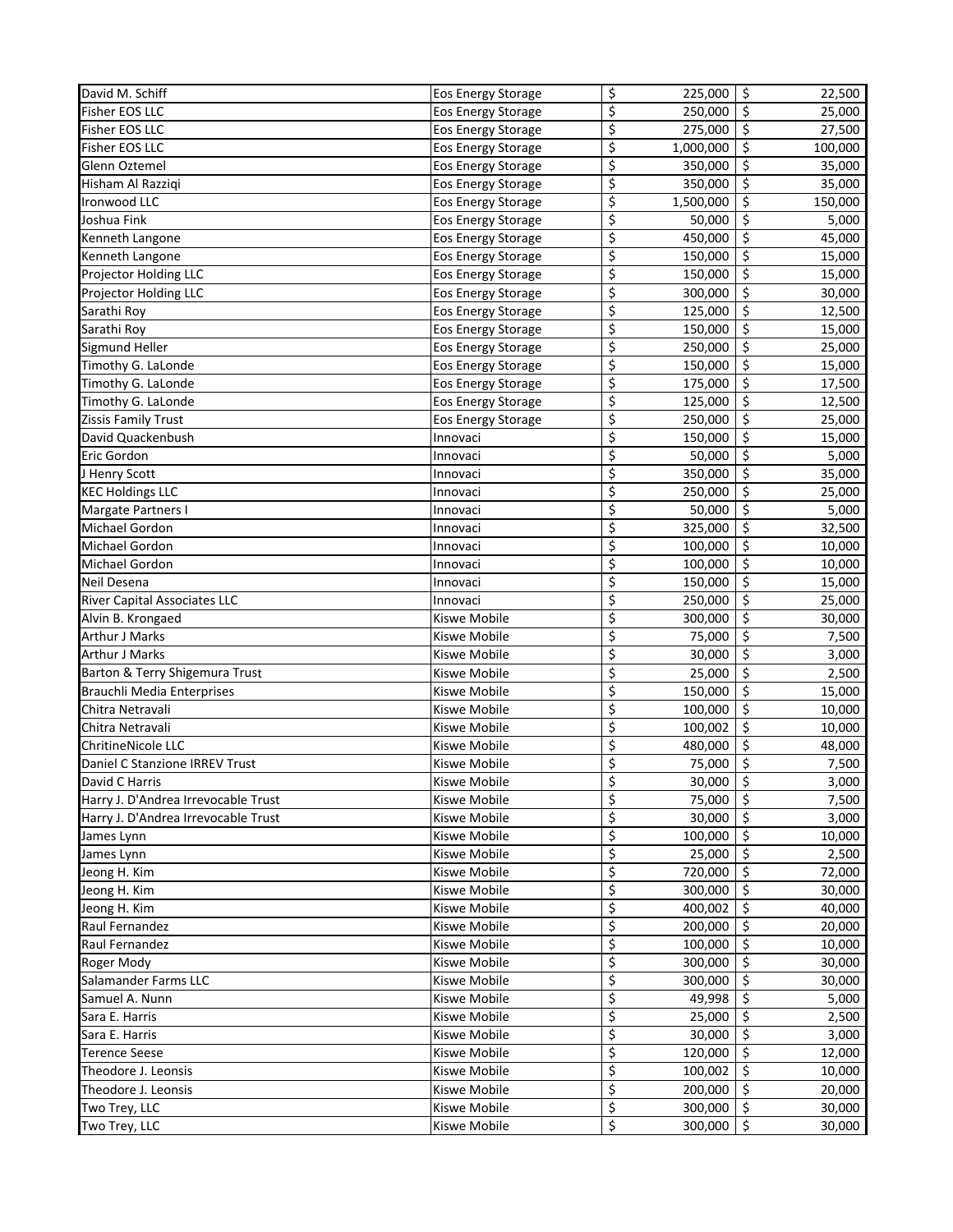| | | | |
|---|---|---|---|
| David M. Schiff | Eos Energy Storage | $ 225,000 | $ 22,500 |
| Fisher EOS LLC | Eos Energy Storage | $ 250,000 | $ 25,000 |
| Fisher EOS LLC | Eos Energy Storage | $ 275,000 | $ 27,500 |
| Fisher EOS LLC | Eos Energy Storage | $ 1,000,000 | $ 100,000 |
| Glenn Oztemel | Eos Energy Storage | $ 350,000 | $ 35,000 |
| Hisham Al Razziqi | Eos Energy Storage | $ 350,000 | $ 35,000 |
| Ironwood LLC | Eos Energy Storage | $ 1,500,000 | $ 150,000 |
| Joshua Fink | Eos Energy Storage | $ 50,000 | $ 5,000 |
| Kenneth Langone | Eos Energy Storage | $ 450,000 | $ 45,000 |
| Kenneth Langone | Eos Energy Storage | $ 150,000 | $ 15,000 |
| Projector Holding LLC | Eos Energy Storage | $ 150,000 | $ 15,000 |
| Projector Holding LLC | Eos Energy Storage | $ 300,000 | $ 30,000 |
| Sarathi Roy | Eos Energy Storage | $ 125,000 | $ 12,500 |
| Sarathi Roy | Eos Energy Storage | $ 150,000 | $ 15,000 |
| Sigmund Heller | Eos Energy Storage | $ 250,000 | $ 25,000 |
| Timothy G. LaLonde | Eos Energy Storage | $ 150,000 | $ 15,000 |
| Timothy G. LaLonde | Eos Energy Storage | $ 175,000 | $ 17,500 |
| Timothy G. LaLonde | Eos Energy Storage | $ 125,000 | $ 12,500 |
| Zissis Family Trust | Eos Energy Storage | $ 250,000 | $ 25,000 |
| David Quackenbush | Innovaci | $ 150,000 | $ 15,000 |
| Eric Gordon | Innovaci | $ 50,000 | $ 5,000 |
| J Henry Scott | Innovaci | $ 350,000 | $ 35,000 |
| KEC Holdings LLC | Innovaci | $ 250,000 | $ 25,000 |
| Margate Partners I | Innovaci | $ 50,000 | $ 5,000 |
| Michael Gordon | Innovaci | $ 325,000 | $ 32,500 |
| Michael Gordon | Innovaci | $ 100,000 | $ 10,000 |
| Michael Gordon | Innovaci | $ 100,000 | $ 10,000 |
| Neil Desena | Innovaci | $ 150,000 | $ 15,000 |
| River Capital Associates LLC | Innovaci | $ 250,000 | $ 25,000 |
| Alvin B. Krongaed | Kiswe Mobile | $ 300,000 | $ 30,000 |
| Arthur J Marks | Kiswe Mobile | $ 75,000 | $ 7,500 |
| Arthur J Marks | Kiswe Mobile | $ 30,000 | $ 3,000 |
| Barton & Terry Shigemura Trust | Kiswe Mobile | $ 25,000 | $ 2,500 |
| Brauchli Media Enterprises | Kiswe Mobile | $ 150,000 | $ 15,000 |
| Chitra Netravali | Kiswe Mobile | $ 100,000 | $ 10,000 |
| Chitra Netravali | Kiswe Mobile | $ 100,002 | $ 10,000 |
| ChritineNicole LLC | Kiswe Mobile | $ 480,000 | $ 48,000 |
| Daniel C Stanzione IRREV Trust | Kiswe Mobile | $ 75,000 | $ 7,500 |
| David C Harris | Kiswe Mobile | $ 30,000 | $ 3,000 |
| Harry J. D'Andrea Irrevocable Trust | Kiswe Mobile | $ 75,000 | $ 7,500 |
| Harry J. D'Andrea Irrevocable Trust | Kiswe Mobile | $ 30,000 | $ 3,000 |
| James Lynn | Kiswe Mobile | $ 100,000 | $ 10,000 |
| James Lynn | Kiswe Mobile | $ 25,000 | $ 2,500 |
| Jeong H. Kim | Kiswe Mobile | $ 720,000 | $ 72,000 |
| Jeong H. Kim | Kiswe Mobile | $ 300,000 | $ 30,000 |
| Jeong H. Kim | Kiswe Mobile | $ 400,002 | $ 40,000 |
| Raul Fernandez | Kiswe Mobile | $ 200,000 | $ 20,000 |
| Raul Fernandez | Kiswe Mobile | $ 100,000 | $ 10,000 |
| Roger Mody | Kiswe Mobile | $ 300,000 | $ 30,000 |
| Salamander Farms LLC | Kiswe Mobile | $ 300,000 | $ 30,000 |
| Samuel A. Nunn | Kiswe Mobile | $ 49,998 | $ 5,000 |
| Sara E. Harris | Kiswe Mobile | $ 25,000 | $ 2,500 |
| Sara E. Harris | Kiswe Mobile | $ 30,000 | $ 3,000 |
| Terence Seese | Kiswe Mobile | $ 120,000 | $ 12,000 |
| Theodore J. Leonsis | Kiswe Mobile | $ 100,002 | $ 10,000 |
| Theodore J. Leonsis | Kiswe Mobile | $ 200,000 | $ 20,000 |
| Two Trey, LLC | Kiswe Mobile | $ 300,000 | $ 30,000 |
| Two Trey, LLC | Kiswe Mobile | $ 300,000 | $ 30,000 |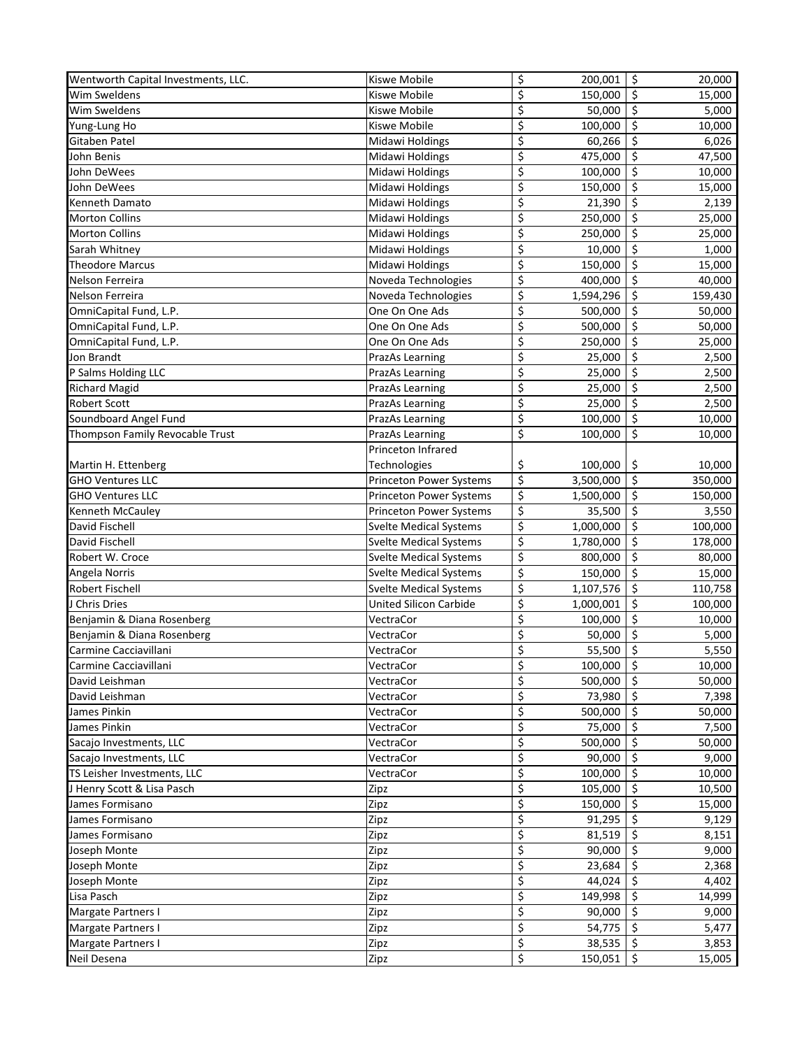| | | | |
|---|---|---|---|
| Wentworth Capital Investments, LLC. | Kiswe Mobile | $ 200,001 | $ 20,000 |
| Wim Sweldens | Kiswe Mobile | $ 150,000 | $ 15,000 |
| Wim Sweldens | Kiswe Mobile | $ 50,000 | $ 5,000 |
| Yung-Lung Ho | Kiswe Mobile | $ 100,000 | $ 10,000 |
| Gitaben Patel | Midawi Holdings | $ 60,266 | $ 6,026 |
| John Benis | Midawi Holdings | $ 475,000 | $ 47,500 |
| John DeWees | Midawi Holdings | $ 100,000 | $ 10,000 |
| John DeWees | Midawi Holdings | $ 150,000 | $ 15,000 |
| Kenneth Damato | Midawi Holdings | $ 21,390 | $ 2,139 |
| Morton Collins | Midawi Holdings | $ 250,000 | $ 25,000 |
| Morton Collins | Midawi Holdings | $ 250,000 | $ 25,000 |
| Sarah Whitney | Midawi Holdings | $ 10,000 | $ 1,000 |
| Theodore Marcus | Midawi Holdings | $ 150,000 | $ 15,000 |
| Nelson Ferreira | Noveda Technologies | $ 400,000 | $ 40,000 |
| Nelson Ferreira | Noveda Technologies | $ 1,594,296 | $ 159,430 |
| OmniCapital Fund, L.P. | One On One Ads | $ 500,000 | $ 50,000 |
| OmniCapital Fund, L.P. | One On One Ads | $ 500,000 | $ 50,000 |
| OmniCapital Fund, L.P. | One On One Ads | $ 250,000 | $ 25,000 |
| Jon Brandt | PrazAs Learning | $ 25,000 | $ 2,500 |
| P Salms Holding LLC | PrazAs Learning | $ 25,000 | $ 2,500 |
| Richard Magid | PrazAs Learning | $ 25,000 | $ 2,500 |
| Robert Scott | PrazAs Learning | $ 25,000 | $ 2,500 |
| Soundboard Angel Fund | PrazAs Learning | $ 100,000 | $ 10,000 |
| Thompson Family Revocable Trust | PrazAs Learning | $ 100,000 | $ 10,000 |
| Martin H. Ettenberg | Princeton Infrared Technologies | $ 100,000 | $ 10,000 |
| GHO Ventures LLC | Princeton Power Systems | $ 3,500,000 | $ 350,000 |
| GHO Ventures LLC | Princeton Power Systems | $ 1,500,000 | $ 150,000 |
| Kenneth McCauley | Princeton Power Systems | $ 35,500 | $ 3,550 |
| David Fischell | Svelte Medical Systems | $ 1,000,000 | $ 100,000 |
| David Fischell | Svelte Medical Systems | $ 1,780,000 | $ 178,000 |
| Robert W. Croce | Svelte Medical Systems | $ 800,000 | $ 80,000 |
| Angela Norris | Svelte Medical Systems | $ 150,000 | $ 15,000 |
| Robert Fischell | Svelte Medical Systems | $ 1,107,576 | $ 110,758 |
| J Chris Dries | United Silicon Carbide | $ 1,000,001 | $ 100,000 |
| Benjamin & Diana Rosenberg | VectraCor | $ 100,000 | $ 10,000 |
| Benjamin & Diana Rosenberg | VectraCor | $ 50,000 | $ 5,000 |
| Carmine Cacciavillani | VectraCor | $ 55,500 | $ 5,550 |
| Carmine Cacciavillani | VectraCor | $ 100,000 | $ 10,000 |
| David Leishman | VectraCor | $ 500,000 | $ 50,000 |
| David Leishman | VectraCor | $ 73,980 | $ 7,398 |
| James Pinkin | VectraCor | $ 500,000 | $ 50,000 |
| James Pinkin | VectraCor | $ 75,000 | $ 7,500 |
| Sacajo Investments, LLC | VectraCor | $ 500,000 | $ 50,000 |
| Sacajo Investments, LLC | VectraCor | $ 90,000 | $ 9,000 |
| TS Leisher Investments, LLC | VectraCor | $ 100,000 | $ 10,000 |
| J Henry Scott & Lisa Pasch | Zipz | $ 105,000 | $ 10,500 |
| James Formisano | Zipz | $ 150,000 | $ 15,000 |
| James Formisano | Zipz | $ 91,295 | $ 9,129 |
| James Formisano | Zipz | $ 81,519 | $ 8,151 |
| Joseph Monte | Zipz | $ 90,000 | $ 9,000 |
| Joseph Monte | Zipz | $ 23,684 | $ 2,368 |
| Joseph Monte | Zipz | $ 44,024 | $ 4,402 |
| Lisa Pasch | Zipz | $ 149,998 | $ 14,999 |
| Margate Partners I | Zipz | $ 90,000 | $ 9,000 |
| Margate Partners I | Zipz | $ 54,775 | $ 5,477 |
| Margate Partners I | Zipz | $ 38,535 | $ 3,853 |
| Neil Desena | Zipz | $ 150,051 | $ 15,005 |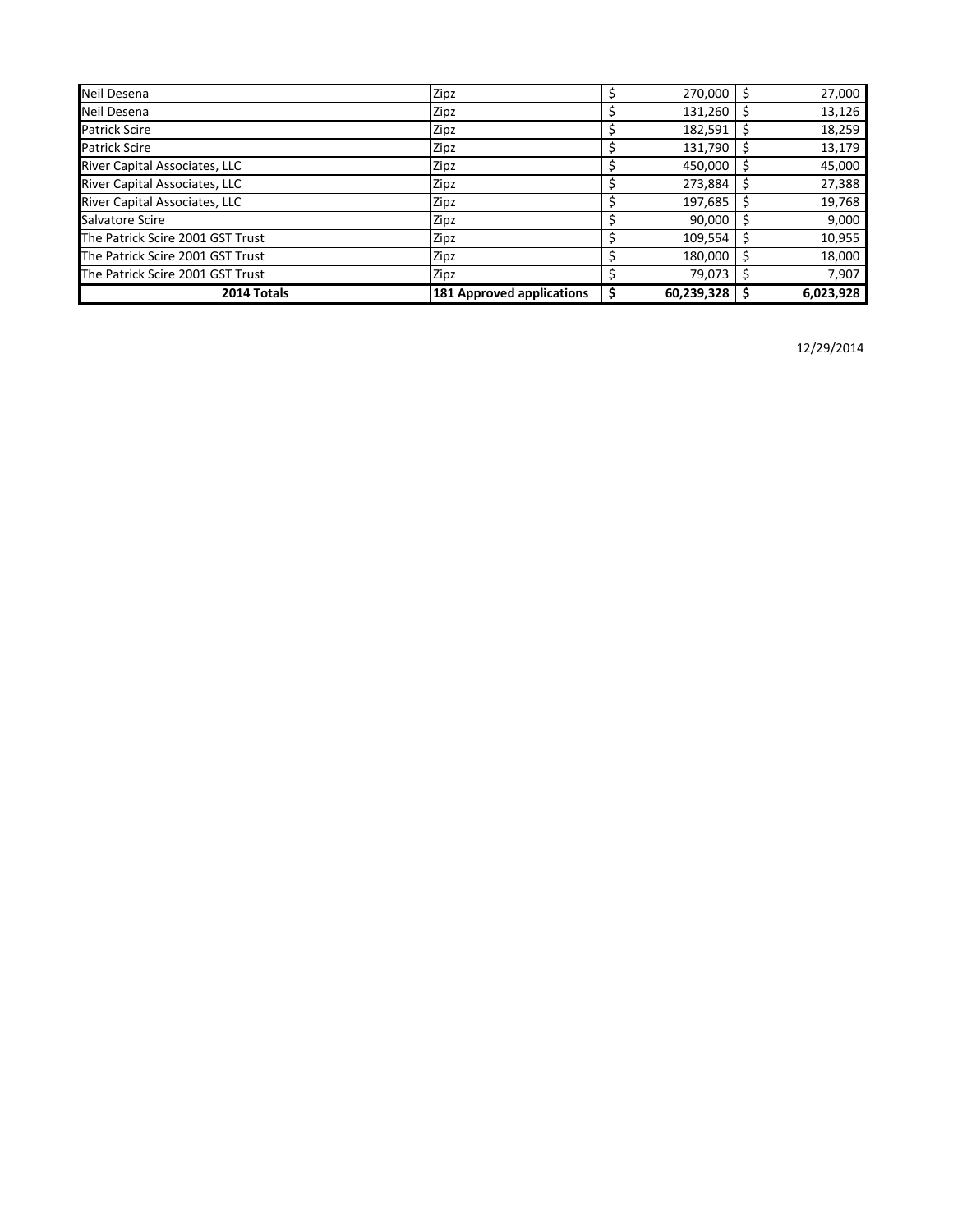| | | | |
|---|---|---|---|
| Neil Desena | Zipz | $ 270,000 | $ 27,000 |
| Neil Desena | Zipz | $ 131,260 | $ 13,126 |
| Patrick Scire | Zipz | $ 182,591 | $ 18,259 |
| Patrick Scire | Zipz | $ 131,790 | $ 13,179 |
| River Capital Associates, LLC | Zipz | $ 450,000 | $ 45,000 |
| River Capital Associates, LLC | Zipz | $ 273,884 | $ 27,388 |
| River Capital Associates, LLC | Zipz | $ 197,685 | $ 19,768 |
| Salvatore Scire | Zipz | $ 90,000 | $ 9,000 |
| The Patrick Scire 2001 GST Trust | Zipz | $ 109,554 | $ 10,955 |
| The Patrick Scire 2001 GST Trust | Zipz | $ 180,000 | $ 18,000 |
| The Patrick Scire 2001 GST Trust | Zipz | $ 79,073 | $ 7,907 |
| **2014 Totals** | **181 Approved applications** | **$ 60,239,328** | **$ 6,023,928** |

12/29/2014